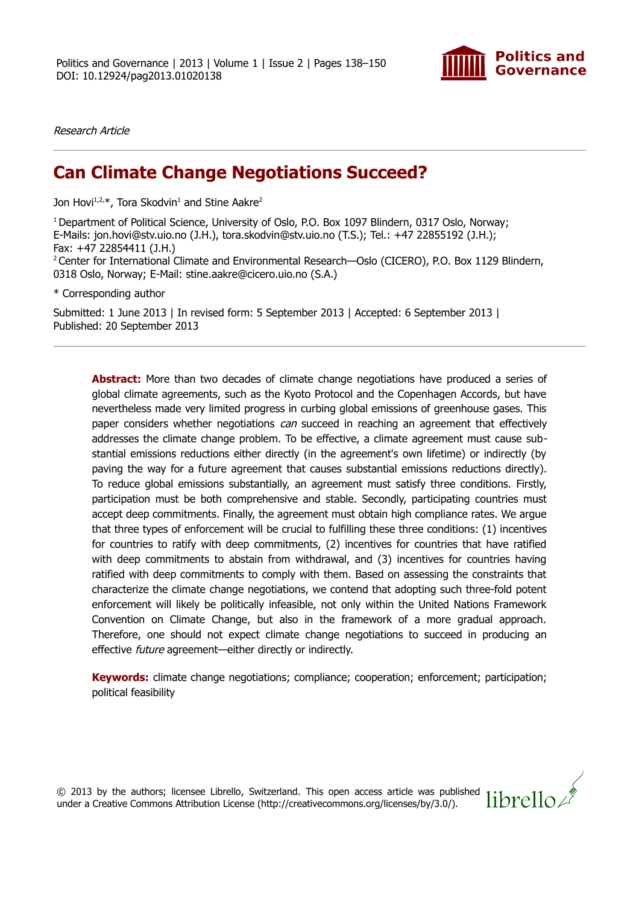*Research Article*

# Can Climate Change Negotiations Succeed?

Jon Hovi[1,2,*], Tora Skodvin[1] and Stine Aakre[2]

[1] Department of Political Science, University of Oslo, P.O. Box 1097 Blindern, 0317 Oslo, Norway; E-Mails: jon.hovi@stv.uio.no (J.H.), tora.skodvin@stv.uio.no (T.S.); Tel.: +47 22855192 (J.H.); Fax: +47 22854411 (J.H.)
[2] Center for International Climate and Environmental Research—Oslo (CICERO), P.O. Box 1129 Blindern, 0318 Oslo, Norway; E-Mail: stine.aakre@cicero.uio.no (S.A.)

\* Corresponding author

Submitted: 1 June 2013 | In revised form: 5 September 2013 | Accepted: 6 September 2013 | Published: 20 September 2013

**Abstract:** More than two decades of climate change negotiations have produced a series of global climate agreements, such as the Kyoto Protocol and the Copenhagen Accords, but have nevertheless made very limited progress in curbing global emissions of greenhouse gases. This paper considers whether negotiations *can* succeed in reaching an agreement that effectively addresses the climate change problem. To be effective, a climate agreement must cause substantial emissions reductions either directly (in the agreement's own lifetime) or indirectly (by paving the way for a future agreement that causes substantial emissions reductions directly). To reduce global emissions substantially, an agreement must satisfy three conditions. Firstly, participation must be both comprehensive and stable. Secondly, participating countries must accept deep commitments. Finally, the agreement must obtain high compliance rates. We argue that three types of enforcement will be crucial to fulfilling these three conditions: (1) incentives for countries to ratify with deep commitments, (2) incentives for countries that have ratified with deep commitments to abstain from withdrawal, and (3) incentives for countries having ratified with deep commitments to comply with them. Based on assessing the constraints that characterize the climate change negotiations, we contend that adopting such three-fold potent enforcement will likely be politically infeasible, not only within the United Nations Framework Convention on Climate Change, but also in the framework of a more gradual approach. Therefore, one should not expect climate change negotiations to succeed in producing an effective *future* agreement—either directly or indirectly.

**Keywords:** climate change negotiations; compliance; cooperation; enforcement; participation; political feasibility

© 2013 by the authors; licensee Librello, Switzerland. This open access article was published under a Creative Commons Attribution License (http://creativecommons.org/licenses/by/3.0/).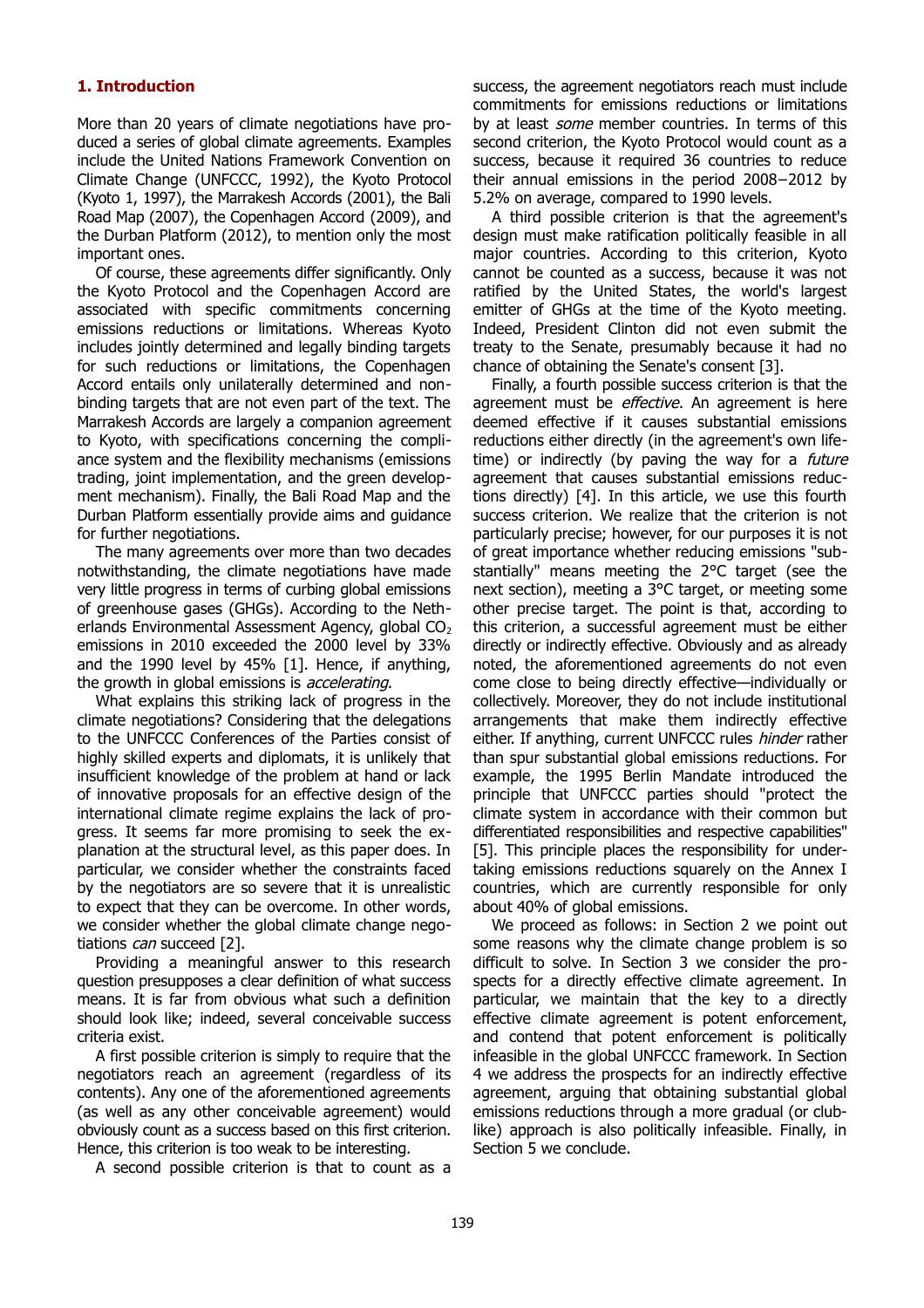## 1. Introduction

More than 20 years of climate negotiations have produced a series of global climate agreements. Examples include the United Nations Framework Convention on Climate Change (UNFCCC, 1992), the Kyoto Protocol (Kyoto 1, 1997), the Marrakesh Accords (2001), the Bali Road Map (2007), the Copenhagen Accord (2009), and the Durban Platform (2012), to mention only the most important ones.

Of course, these agreements differ significantly. Only the Kyoto Protocol and the Copenhagen Accord are associated with specific commitments concerning emissions reductions or limitations. Whereas Kyoto includes jointly determined and legally binding targets for such reductions or limitations, the Copenhagen Accord entails only unilaterally determined and non-binding targets that are not even part of the text. The Marrakesh Accords are largely a companion agreement to Kyoto, with specifications concerning the compliance system and the flexibility mechanisms (emissions trading, joint implementation, and the green development mechanism). Finally, the Bali Road Map and the Durban Platform essentially provide aims and guidance for further negotiations.

The many agreements over more than two decades notwithstanding, the climate negotiations have made very little progress in terms of curbing global emissions of greenhouse gases (GHGs). According to the Netherlands Environmental Assessment Agency, global $CO_2$ emissions in 2010 exceeded the 2000 level by 33% and the 1990 level by 45% [1]. Hence, if anything, the growth in global emissions is *accelerating*.

What explains this striking lack of progress in the climate negotiations? Considering that the delegations to the UNFCCC Conferences of the Parties consist of highly skilled experts and diplomats, it is unlikely that insufficient knowledge of the problem at hand or lack of innovative proposals for an effective design of the international climate regime explains the lack of progress. It seems far more promising to seek the explanation at the structural level, as this paper does. In particular, we consider whether the constraints faced by the negotiators are so severe that it is unrealistic to expect that they can be overcome. In other words, we consider whether the global climate change negotiations *can* succeed [2].

Providing a meaningful answer to this research question presupposes a clear definition of what success means. It is far from obvious what such a definition should look like; indeed, several conceivable success criteria exist.

A first possible criterion is simply to require that the negotiators reach an agreement (regardless of its contents). Any one of the aforementioned agreements (as well as any other conceivable agreement) would obviously count as a success based on this first criterion. Hence, this criterion is too weak to be interesting.

A second possible criterion is that to count as a success, the agreement negotiators reach must include commitments for emissions reductions or limitations by at least *some* member countries. In terms of this second criterion, the Kyoto Protocol would count as a success, because it required 36 countries to reduce their annual emissions in the period 2008−2012 by 5.2% on average, compared to 1990 levels.

A third possible criterion is that the agreement's design must make ratification politically feasible in all major countries. According to this criterion, Kyoto cannot be counted as a success, because it was not ratified by the United States, the world's largest emitter of GHGs at the time of the Kyoto meeting. Indeed, President Clinton did not even submit the treaty to the Senate, presumably because it had no chance of obtaining the Senate's consent [3].

Finally, a fourth possible success criterion is that the agreement must be *effective*. An agreement is here deemed effective if it causes substantial emissions reductions either directly (in the agreement's own lifetime) or indirectly (by paving the way for a *future* agreement that causes substantial emissions reductions directly) [4]. In this article, we use this fourth success criterion. We realize that the criterion is not particularly precise; however, for our purposes it is not of great importance whether reducing emissions "substantially" means meeting the 2°C target (see the next section), meeting a 3°C target, or meeting some other precise target. The point is that, according to this criterion, a successful agreement must be either directly or indirectly effective. Obviously and as already noted, the aforementioned agreements do not even come close to being directly effective—individually or collectively. Moreover, they do not include institutional arrangements that make them indirectly effective either. If anything, current UNFCCC rules *hinder* rather than spur substantial global emissions reductions. For example, the 1995 Berlin Mandate introduced the principle that UNFCCC parties should "protect the climate system in accordance with their common but differentiated responsibilities and respective capabilities" [5]. This principle places the responsibility for undertaking emissions reductions squarely on the Annex I countries, which are currently responsible for only about 40% of global emissions.

We proceed as follows: in Section 2 we point out some reasons why the climate change problem is so difficult to solve. In Section 3 we consider the prospects for a directly effective climate agreement. In particular, we maintain that the key to a directly effective climate agreement is potent enforcement, and contend that potent enforcement is politically infeasible in the global UNFCCC framework. In Section 4 we address the prospects for an indirectly effective agreement, arguing that obtaining substantial global emissions reductions through a more gradual (or club-like) approach is also politically infeasible. Finally, in Section 5 we conclude.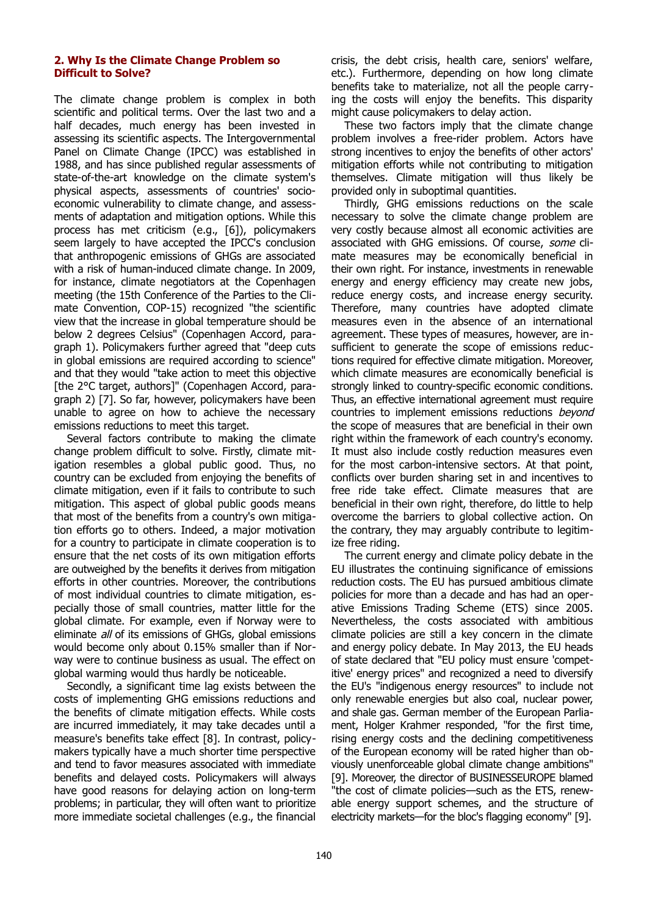## 2. Why Is the Climate Change Problem so Difficult to Solve?

The climate change problem is complex in both scientific and political terms. Over the last two and a half decades, much energy has been invested in assessing its scientific aspects. The Intergovernmental Panel on Climate Change (IPCC) was established in 1988, and has since published regular assessments of state-of-the-art knowledge on the climate system's physical aspects, assessments of countries' socio-economic vulnerability to climate change, and assessments of adaptation and mitigation options. While this process has met criticism (e.g., [6]), policymakers seem largely to have accepted the IPCC's conclusion that anthropogenic emissions of GHGs are associated with a risk of human-induced climate change. In 2009, for instance, climate negotiators at the Copenhagen meeting (the 15th Conference of the Parties to the Climate Convention, COP-15) recognized "the scientific view that the increase in global temperature should be below 2 degrees Celsius" (Copenhagen Accord, paragraph 1). Policymakers further agreed that "deep cuts in global emissions are required according to science" and that they would "take action to meet this objective [the 2°C target, authors]" (Copenhagen Accord, paragraph 2) [7]. So far, however, policymakers have been unable to agree on how to achieve the necessary emissions reductions to meet this target.

Several factors contribute to making the climate change problem difficult to solve. Firstly, climate mitigation resembles a global public good. Thus, no country can be excluded from enjoying the benefits of climate mitigation, even if it fails to contribute to such mitigation. This aspect of global public goods means that most of the benefits from a country's own mitigation efforts go to others. Indeed, a major motivation for a country to participate in climate cooperation is to ensure that the net costs of its own mitigation efforts are outweighed by the benefits it derives from mitigation efforts in other countries. Moreover, the contributions of most individual countries to climate mitigation, especially those of small countries, matter little for the global climate. For example, even if Norway were to eliminate *all* of its emissions of GHGs, global emissions would become only about 0.15% smaller than if Norway were to continue business as usual. The effect on global warming would thus hardly be noticeable.

Secondly, a significant time lag exists between the costs of implementing GHG emissions reductions and the benefits of climate mitigation effects. While costs are incurred immediately, it may take decades until a measure's benefits take effect [8]. In contrast, policymakers typically have a much shorter time perspective and tend to favor measures associated with immediate benefits and delayed costs. Policymakers will always have good reasons for delaying action on long-term problems; in particular, they will often want to prioritize more immediate societal challenges (e.g., the financial crisis, the debt crisis, health care, seniors' welfare, etc.). Furthermore, depending on how long climate benefits take to materialize, not all the people carrying the costs will enjoy the benefits. This disparity might cause policymakers to delay action.

These two factors imply that the climate change problem involves a free-rider problem. Actors have strong incentives to enjoy the benefits of other actors' mitigation efforts while not contributing to mitigation themselves. Climate mitigation will thus likely be provided only in suboptimal quantities.

Thirdly, GHG emissions reductions on the scale necessary to solve the climate change problem are very costly because almost all economic activities are associated with GHG emissions. Of course, *some* climate measures may be economically beneficial in their own right. For instance, investments in renewable energy and energy efficiency may create new jobs, reduce energy costs, and increase energy security. Therefore, many countries have adopted climate measures even in the absence of an international agreement. These types of measures, however, are insufficient to generate the scope of emissions reductions required for effective climate mitigation. Moreover, which climate measures are economically beneficial is strongly linked to country-specific economic conditions. Thus, an effective international agreement must require countries to implement emissions reductions *beyond* the scope of measures that are beneficial in their own right within the framework of each country's economy. It must also include costly reduction measures even for the most carbon-intensive sectors. At that point, conflicts over burden sharing set in and incentives to free ride take effect. Climate measures that are beneficial in their own right, therefore, do little to help overcome the barriers to global collective action. On the contrary, they may arguably contribute to legitimize free riding.

The current energy and climate policy debate in the EU illustrates the continuing significance of emissions reduction costs. The EU has pursued ambitious climate policies for more than a decade and has had an operative Emissions Trading Scheme (ETS) since 2005. Nevertheless, the costs associated with ambitious climate policies are still a key concern in the climate and energy policy debate. In May 2013, the EU heads of state declared that "EU policy must ensure 'competitive' energy prices" and recognized a need to diversify the EU's "indigenous energy resources" to include not only renewable energies but also coal, nuclear power, and shale gas. German member of the European Parliament, Holger Krahmer responded, "for the first time, rising energy costs and the declining competitiveness of the European economy will be rated higher than obviously unenforceable global climate change ambitions" [9]. Moreover, the director of BUSINESSEUROPE blamed "the cost of climate policies—such as the ETS, renewable energy support schemes, and the structure of electricity markets—for the bloc's flagging economy" [9].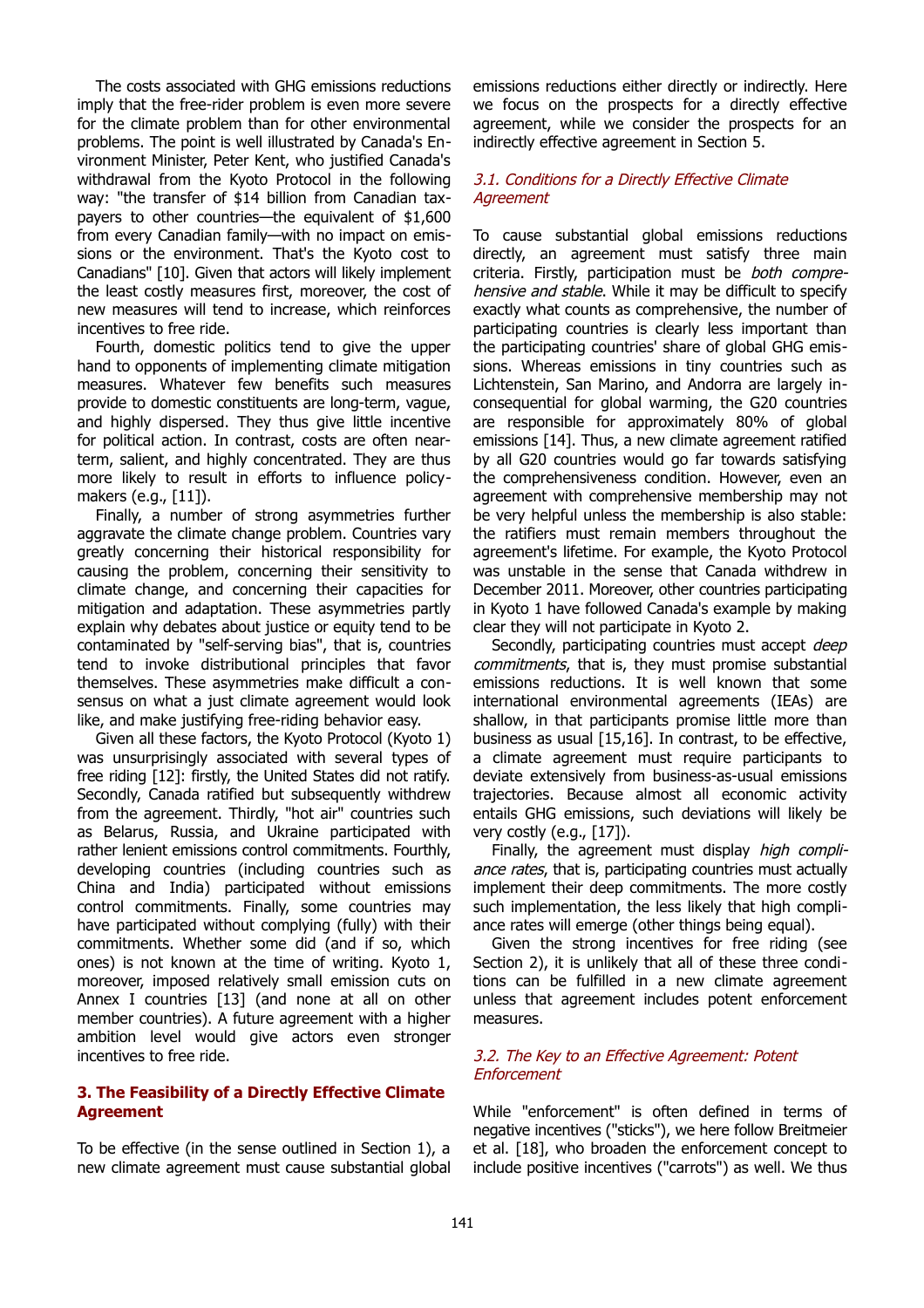The costs associated with GHG emissions reductions imply that the free-rider problem is even more severe for the climate problem than for other environmental problems. The point is well illustrated by Canada's Environment Minister, Peter Kent, who justified Canada's withdrawal from the Kyoto Protocol in the following way: "the transfer of $14 billion from Canadian taxpayers to other countries—the equivalent of $1,600 from every Canadian family—with no impact on emissions or the environment. That's the Kyoto cost to Canadians" [10]. Given that actors will likely implement the least costly measures first, moreover, the cost of new measures will tend to increase, which reinforces incentives to free ride.

Fourth, domestic politics tend to give the upper hand to opponents of implementing climate mitigation measures. Whatever few benefits such measures provide to domestic constituents are long-term, vague, and highly dispersed. They thus give little incentive for political action. In contrast, costs are often near-term, salient, and highly concentrated. They are thus more likely to result in efforts to influence policy-makers (e.g., [11]).

Finally, a number of strong asymmetries further aggravate the climate change problem. Countries vary greatly concerning their historical responsibility for causing the problem, concerning their sensitivity to climate change, and concerning their capacities for mitigation and adaptation. These asymmetries partly explain why debates about justice or equity tend to be contaminated by "self-serving bias", that is, countries tend to invoke distributional principles that favor themselves. These asymmetries make difficult a consensus on what a just climate agreement would look like, and make justifying free-riding behavior easy.

Given all these factors, the Kyoto Protocol (Kyoto 1) was unsurprisingly associated with several types of free riding [12]: firstly, the United States did not ratify. Secondly, Canada ratified but subsequently withdrew from the agreement. Thirdly, "hot air" countries such as Belarus, Russia, and Ukraine participated with rather lenient emissions control commitments. Fourthly, developing countries (including countries such as China and India) participated without emissions control commitments. Finally, some countries may have participated without complying (fully) with their commitments. Whether some did (and if so, which ones) is not known at the time of writing. Kyoto 1, moreover, imposed relatively small emission cuts on Annex I countries [13] (and none at all on other member countries). A future agreement with a higher ambition level would give actors even stronger incentives to free ride.

## 3. The Feasibility of a Directly Effective Climate Agreement

To be effective (in the sense outlined in Section 1), a new climate agreement must cause substantial global emissions reductions either directly or indirectly. Here we focus on the prospects for a directly effective agreement, while we consider the prospects for an indirectly effective agreement in Section 5.

### 3.1. Conditions for a Directly Effective Climate Agreement

To cause substantial global emissions reductions directly, an agreement must satisfy three main criteria. Firstly, participation must be *both comprehensive and stable*. While it may be difficult to specify exactly what counts as comprehensive, the number of participating countries is clearly less important than the participating countries' share of global GHG emissions. Whereas emissions in tiny countries such as Lichtenstein, San Marino, and Andorra are largely inconsequential for global warming, the G20 countries are responsible for approximately 80% of global emissions [14]. Thus, a new climate agreement ratified by all G20 countries would go far towards satisfying the comprehensiveness condition. However, even an agreement with comprehensive membership may not be very helpful unless the membership is also stable: the ratifiers must remain members throughout the agreement's lifetime. For example, the Kyoto Protocol was unstable in the sense that Canada withdrew in December 2011. Moreover, other countries participating in Kyoto 1 have followed Canada's example by making clear they will not participate in Kyoto 2.

Secondly, participating countries must accept *deep commitments*, that is, they must promise substantial emissions reductions. It is well known that some international environmental agreements (IEAs) are shallow, in that participants promise little more than business as usual [15,16]. In contrast, to be effective, a climate agreement must require participants to deviate extensively from business-as-usual emissions trajectories. Because almost all economic activity entails GHG emissions, such deviations will likely be very costly (e.g., [17]).

Finally, the agreement must display *high compliance rates*, that is, participating countries must actually implement their deep commitments. The more costly such implementation, the less likely that high compliance rates will emerge (other things being equal).

Given the strong incentives for free riding (see Section 2), it is unlikely that all of these three conditions can be fulfilled in a new climate agreement unless that agreement includes potent enforcement measures.

### 3.2. The Key to an Effective Agreement: Potent Enforcement

While "enforcement" is often defined in terms of negative incentives ("sticks"), we here follow Breitmeier et al. [18], who broaden the enforcement concept to include positive incentives ("carrots") as well. We thus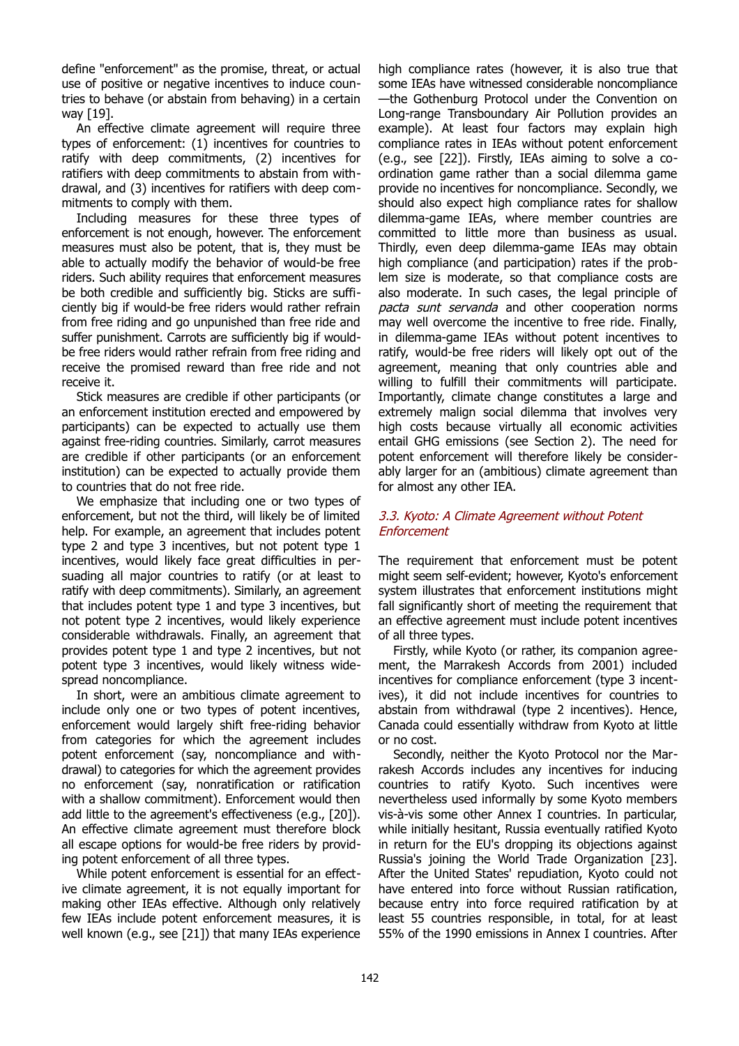define "enforcement" as the promise, threat, or actual use of positive or negative incentives to induce countries to behave (or abstain from behaving) in a certain way [19].

An effective climate agreement will require three types of enforcement: (1) incentives for countries to ratify with deep commitments, (2) incentives for ratifiers with deep commitments to abstain from withdrawal, and (3) incentives for ratifiers with deep commitments to comply with them.

Including measures for these three types of enforcement is not enough, however. The enforcement measures must also be potent, that is, they must be able to actually modify the behavior of would-be free riders. Such ability requires that enforcement measures be both credible and sufficiently big. Sticks are sufficiently big if would-be free riders would rather refrain from free riding and go unpunished than free ride and suffer punishment. Carrots are sufficiently big if would-be free riders would rather refrain from free riding and receive the promised reward than free ride and not receive it.

Stick measures are credible if other participants (or an enforcement institution erected and empowered by participants) can be expected to actually use them against free-riding countries. Similarly, carrot measures are credible if other participants (or an enforcement institution) can be expected to actually provide them to countries that do not free ride.

We emphasize that including one or two types of enforcement, but not the third, will likely be of limited help. For example, an agreement that includes potent type 2 and type 3 incentives, but not potent type 1 incentives, would likely face great difficulties in persuading all major countries to ratify (or at least to ratify with deep commitments). Similarly, an agreement that includes potent type 1 and type 3 incentives, but not potent type 2 incentives, would likely experience considerable withdrawals. Finally, an agreement that provides potent type 1 and type 2 incentives, but not potent type 3 incentives, would likely witness widespread noncompliance.

In short, were an ambitious climate agreement to include only one or two types of potent incentives, enforcement would largely shift free-riding behavior from categories for which the agreement includes potent enforcement (say, noncompliance and withdrawal) to categories for which the agreement provides no enforcement (say, nonratification or ratification with a shallow commitment). Enforcement would then add little to the agreement's effectiveness (e.g., [20]). An effective climate agreement must therefore block all escape options for would-be free riders by providing potent enforcement of all three types.

While potent enforcement is essential for an effective climate agreement, it is not equally important for making other IEAs effective. Although only relatively few IEAs include potent enforcement measures, it is well known (e.g., see [21]) that many IEAs experience high compliance rates (however, it is also true that some IEAs have witnessed considerable noncompliance —the Gothenburg Protocol under the Convention on Long-range Transboundary Air Pollution provides an example). At least four factors may explain high compliance rates in IEAs without potent enforcement (e.g., see [22]). Firstly, IEAs aiming to solve a coordination game rather than a social dilemma game provide no incentives for noncompliance. Secondly, we should also expect high compliance rates for shallow dilemma-game IEAs, where member countries are committed to little more than business as usual. Thirdly, even deep dilemma-game IEAs may obtain high compliance (and participation) rates if the problem size is moderate, so that compliance costs are also moderate. In such cases, the legal principle of *pacta sunt servanda* and other cooperation norms may well overcome the incentive to free ride. Finally, in dilemma-game IEAs without potent incentives to ratify, would-be free riders will likely opt out of the agreement, meaning that only countries able and willing to fulfill their commitments will participate. Importantly, climate change constitutes a large and extremely malign social dilemma that involves very high costs because virtually all economic activities entail GHG emissions (see Section 2). The need for potent enforcement will therefore likely be considerably larger for an (ambitious) climate agreement than for almost any other IEA.

### 3.3. Kyoto: A Climate Agreement without Potent Enforcement

The requirement that enforcement must be potent might seem self-evident; however, Kyoto's enforcement system illustrates that enforcement institutions might fall significantly short of meeting the requirement that an effective agreement must include potent incentives of all three types.

Firstly, while Kyoto (or rather, its companion agreement, the Marrakesh Accords from 2001) included incentives for compliance enforcement (type 3 incentives), it did not include incentives for countries to abstain from withdrawal (type 2 incentives). Hence, Canada could essentially withdraw from Kyoto at little or no cost.

Secondly, neither the Kyoto Protocol nor the Marrakesh Accords includes any incentives for inducing countries to ratify Kyoto. Such incentives were nevertheless used informally by some Kyoto members vis-à-vis some other Annex I countries. In particular, while initially hesitant, Russia eventually ratified Kyoto in return for the EU's dropping its objections against Russia's joining the World Trade Organization [23]. After the United States' repudiation, Kyoto could not have entered into force without Russian ratification, because entry into force required ratification by at least 55 countries responsible, in total, for at least 55% of the 1990 emissions in Annex I countries. After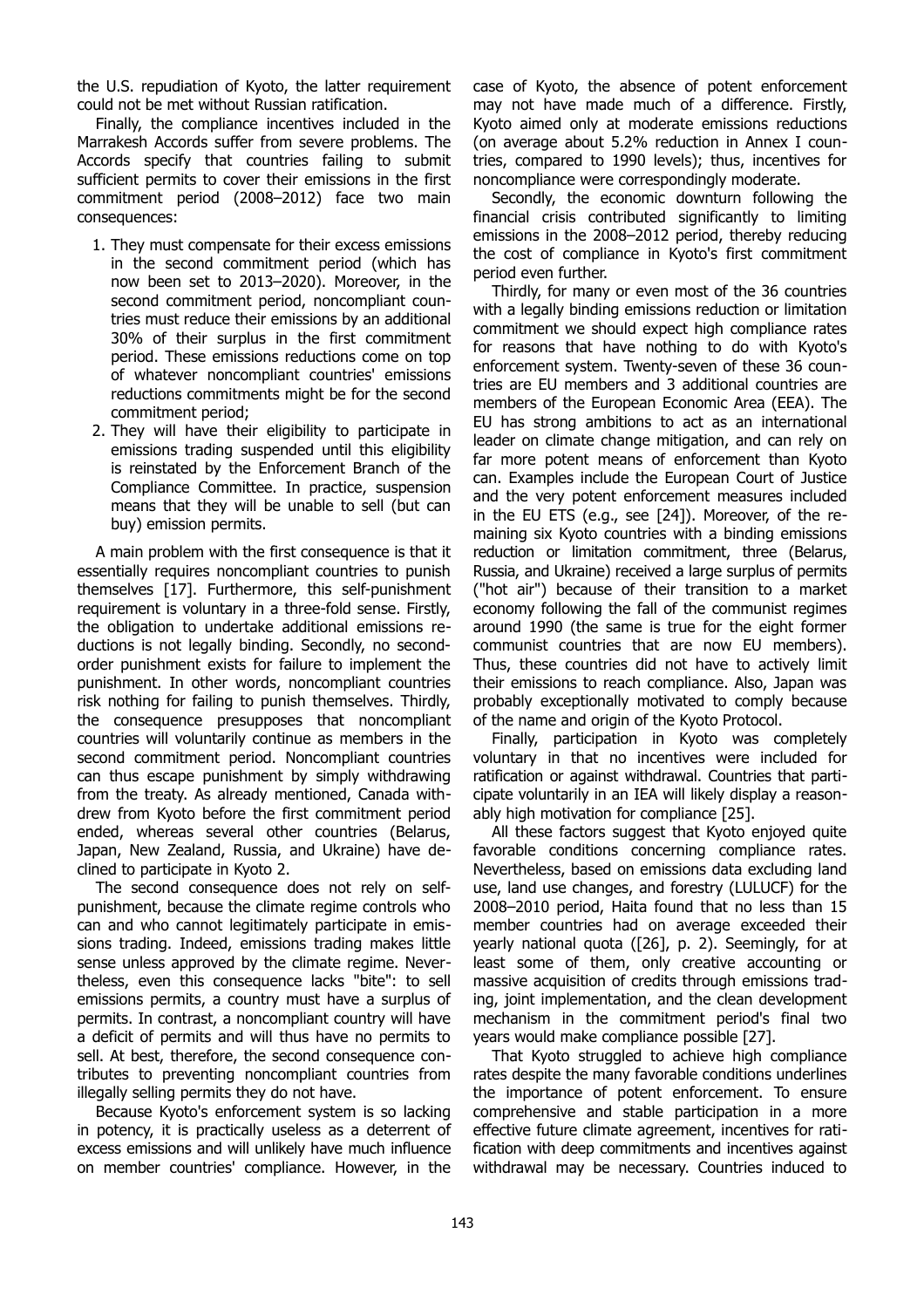the U.S. repudiation of Kyoto, the latter requirement could not be met without Russian ratification.

Finally, the compliance incentives included in the Marrakesh Accords suffer from severe problems. The Accords specify that countries failing to submit sufficient permits to cover their emissions in the first commitment period (2008–2012) face two main consequences:

1. They must compensate for their excess emissions in the second commitment period (which has now been set to 2013–2020). Moreover, in the second commitment period, noncompliant countries must reduce their emissions by an additional 30% of their surplus in the first commitment period. These emissions reductions come on top of whatever noncompliant countries' emissions reductions commitments might be for the second commitment period;
2. They will have their eligibility to participate in emissions trading suspended until this eligibility is reinstated by the Enforcement Branch of the Compliance Committee. In practice, suspension means that they will be unable to sell (but can buy) emission permits.

A main problem with the first consequence is that it essentially requires noncompliant countries to punish themselves [17]. Furthermore, this self-punishment requirement is voluntary in a three-fold sense. Firstly, the obligation to undertake additional emissions reductions is not legally binding. Secondly, no second-order punishment exists for failure to implement the punishment. In other words, noncompliant countries risk nothing for failing to punish themselves. Thirdly, the consequence presupposes that noncompliant countries will voluntarily continue as members in the second commitment period. Noncompliant countries can thus escape punishment by simply withdrawing from the treaty. As already mentioned, Canada withdrew from Kyoto before the first commitment period ended, whereas several other countries (Belarus, Japan, New Zealand, Russia, and Ukraine) have declined to participate in Kyoto 2.

The second consequence does not rely on self-punishment, because the climate regime controls who can and who cannot legitimately participate in emissions trading. Indeed, emissions trading makes little sense unless approved by the climate regime. Nevertheless, even this consequence lacks "bite": to sell emissions permits, a country must have a surplus of permits. In contrast, a noncompliant country will have a deficit of permits and will thus have no permits to sell. At best, therefore, the second consequence contributes to preventing noncompliant countries from illegally selling permits they do not have.

Because Kyoto's enforcement system is so lacking in potency, it is practically useless as a deterrent of excess emissions and will unlikely have much influence on member countries' compliance. However, in the case of Kyoto, the absence of potent enforcement may not have made much of a difference. Firstly, Kyoto aimed only at moderate emissions reductions (on average about 5.2% reduction in Annex I countries, compared to 1990 levels); thus, incentives for noncompliance were correspondingly moderate.

Secondly, the economic downturn following the financial crisis contributed significantly to limiting emissions in the 2008–2012 period, thereby reducing the cost of compliance in Kyoto's first commitment period even further.

Thirdly, for many or even most of the 36 countries with a legally binding emissions reduction or limitation commitment we should expect high compliance rates for reasons that have nothing to do with Kyoto's enforcement system. Twenty-seven of these 36 countries are EU members and 3 additional countries are members of the European Economic Area (EEA). The EU has strong ambitions to act as an international leader on climate change mitigation, and can rely on far more potent means of enforcement than Kyoto can. Examples include the European Court of Justice and the very potent enforcement measures included in the EU ETS (e.g., see [24]). Moreover, of the remaining six Kyoto countries with a binding emissions reduction or limitation commitment, three (Belarus, Russia, and Ukraine) received a large surplus of permits ("hot air") because of their transition to a market economy following the fall of the communist regimes around 1990 (the same is true for the eight former communist countries that are now EU members). Thus, these countries did not have to actively limit their emissions to reach compliance. Also, Japan was probably exceptionally motivated to comply because of the name and origin of the Kyoto Protocol.

Finally, participation in Kyoto was completely voluntary in that no incentives were included for ratification or against withdrawal. Countries that participate voluntarily in an IEA will likely display a reasonably high motivation for compliance [25].

All these factors suggest that Kyoto enjoyed quite favorable conditions concerning compliance rates. Nevertheless, based on emissions data excluding land use, land use changes, and forestry (LULUCF) for the 2008–2010 period, Haita found that no less than 15 member countries had on average exceeded their yearly national quota ([26], p. 2). Seemingly, for at least some of them, only creative accounting or massive acquisition of credits through emissions trading, joint implementation, and the clean development mechanism in the commitment period's final two years would make compliance possible [27].

That Kyoto struggled to achieve high compliance rates despite the many favorable conditions underlines the importance of potent enforcement. To ensure comprehensive and stable participation in a more effective future climate agreement, incentives for ratification with deep commitments and incentives against withdrawal may be necessary. Countries induced to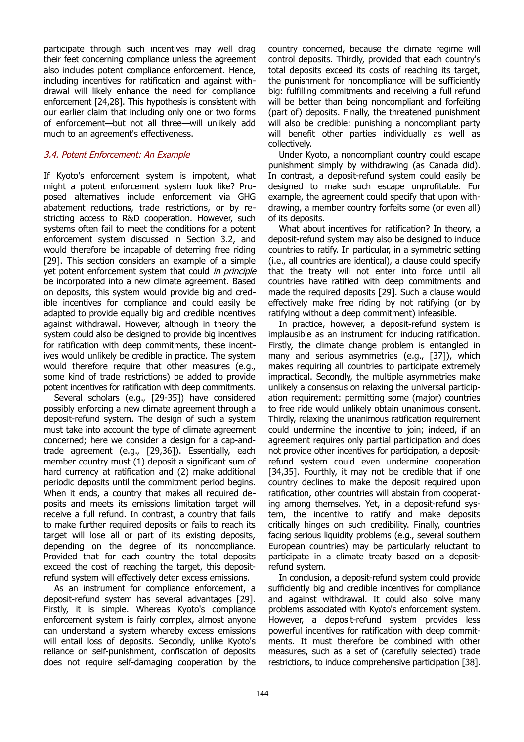participate through such incentives may well drag their feet concerning compliance unless the agreement also includes potent compliance enforcement. Hence, including incentives for ratification and against withdrawal will likely enhance the need for compliance enforcement [24,28]. This hypothesis is consistent with our earlier claim that including only one or two forms of enforcement—but not all three—will unlikely add much to an agreement's effectiveness.

### 3.4. Potent Enforcement: An Example

If Kyoto's enforcement system is impotent, what might a potent enforcement system look like? Proposed alternatives include enforcement via GHG abatement reductions, trade restrictions, or by restricting access to R&D cooperation. However, such systems often fail to meet the conditions for a potent enforcement system discussed in Section 3.2, and would therefore be incapable of deterring free riding [29]. This section considers an example of a simple yet potent enforcement system that could *in principle* be incorporated into a new climate agreement. Based on deposits, this system would provide big and credible incentives for compliance and could easily be adapted to provide equally big and credible incentives against withdrawal. However, although in theory the system could also be designed to provide big incentives for ratification with deep commitments, these incentives would unlikely be credible in practice. The system would therefore require that other measures (e.g., some kind of trade restrictions) be added to provide potent incentives for ratification with deep commitments.

Several scholars (e.g., [29-35]) have considered possibly enforcing a new climate agreement through a deposit-refund system. The design of such a system must take into account the type of climate agreement concerned; here we consider a design for a cap-and-trade agreement (e.g., [29,36]). Essentially, each member country must (1) deposit a significant sum of hard currency at ratification and (2) make additional periodic deposits until the commitment period begins. When it ends, a country that makes all required deposits and meets its emissions limitation target will receive a full refund. In contrast, a country that fails to make further required deposits or fails to reach its target will lose all or part of its existing deposits, depending on the degree of its noncompliance. Provided that for each country the total deposits exceed the cost of reaching the target, this deposit-refund system will effectively deter excess emissions.

As an instrument for compliance enforcement, a deposit-refund system has several advantages [29]. Firstly, it is simple. Whereas Kyoto's compliance enforcement system is fairly complex, almost anyone can understand a system whereby excess emissions will entail loss of deposits. Secondly, unlike Kyoto's reliance on self-punishment, confiscation of deposits does not require self-damaging cooperation by the country concerned, because the climate regime will control deposits. Thirdly, provided that each country's total deposits exceed its costs of reaching its target, the punishment for noncompliance will be sufficiently big: fulfilling commitments and receiving a full refund will be better than being noncompliant and forfeiting (part of) deposits. Finally, the threatened punishment will also be credible: punishing a noncompliant party will benefit other parties individually as well as collectively.

Under Kyoto, a noncompliant country could escape punishment simply by withdrawing (as Canada did). In contrast, a deposit-refund system could easily be designed to make such escape unprofitable. For example, the agreement could specify that upon withdrawing, a member country forfeits some (or even all) of its deposits.

What about incentives for ratification? In theory, a deposit-refund system may also be designed to induce countries to ratify. In particular, in a symmetric setting (i.e., all countries are identical), a clause could specify that the treaty will not enter into force until all countries have ratified with deep commitments and made the required deposits [29]. Such a clause would effectively make free riding by not ratifying (or by ratifying without a deep commitment) infeasible.

In practice, however, a deposit-refund system is implausible as an instrument for inducing ratification. Firstly, the climate change problem is entangled in many and serious asymmetries (e.g., [37]), which makes requiring all countries to participate extremely impractical. Secondly, the multiple asymmetries make unlikely a consensus on relaxing the universal participation requirement: permitting some (major) countries to free ride would unlikely obtain unanimous consent. Thirdly, relaxing the unanimous ratification requirement could undermine the incentive to join; indeed, if an agreement requires only partial participation and does not provide other incentives for participation, a deposit-refund system could even undermine cooperation [34,35]. Fourthly, it may not be credible that if one country declines to make the deposit required upon ratification, other countries will abstain from cooperating among themselves. Yet, in a deposit-refund system, the incentive to ratify and make deposits critically hinges on such credibility. Finally, countries facing serious liquidity problems (e.g., several southern European countries) may be particularly reluctant to participate in a climate treaty based on a deposit-refund system.

In conclusion, a deposit-refund system could provide sufficiently big and credible incentives for compliance and against withdrawal. It could also solve many problems associated with Kyoto's enforcement system. However, a deposit-refund system provides less powerful incentives for ratification with deep commitments. It must therefore be combined with other measures, such as a set of (carefully selected) trade restrictions, to induce comprehensive participation [38].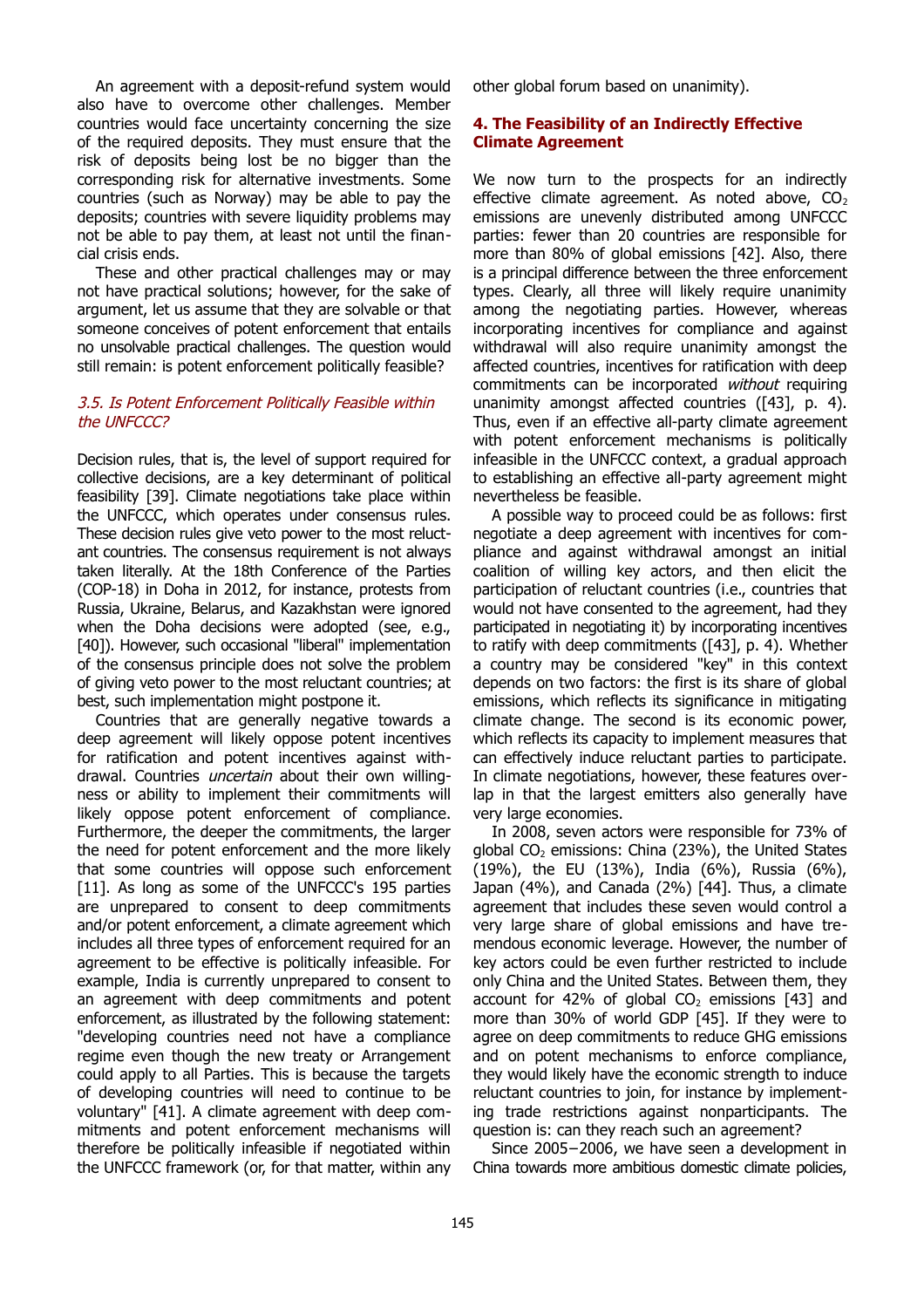An agreement with a deposit-refund system would also have to overcome other challenges. Member countries would face uncertainty concerning the size of the required deposits. They must ensure that the risk of deposits being lost be no bigger than the corresponding risk for alternative investments. Some countries (such as Norway) may be able to pay the deposits; countries with severe liquidity problems may not be able to pay them, at least not until the financial crisis ends.

These and other practical challenges may or may not have practical solutions; however, for the sake of argument, let us assume that they are solvable or that someone conceives of potent enforcement that entails no unsolvable practical challenges. The question would still remain: is potent enforcement politically feasible?

### *3.5. Is Potent Enforcement Politically Feasible within the UNFCCC?*

Decision rules, that is, the level of support required for collective decisions, are a key determinant of political feasibility [39]. Climate negotiations take place within the UNFCCC, which operates under consensus rules. These decision rules give veto power to the most reluctant countries. The consensus requirement is not always taken literally. At the 18th Conference of the Parties (COP-18) in Doha in 2012, for instance, protests from Russia, Ukraine, Belarus, and Kazakhstan were ignored when the Doha decisions were adopted (see, e.g., [40]). However, such occasional "liberal" implementation of the consensus principle does not solve the problem of giving veto power to the most reluctant countries; at best, such implementation might postpone it.

Countries that are generally negative towards a deep agreement will likely oppose potent incentives for ratification and potent incentives against withdrawal. Countries *uncertain* about their own willingness or ability to implement their commitments will likely oppose potent enforcement of compliance. Furthermore, the deeper the commitments, the larger the need for potent enforcement and the more likely that some countries will oppose such enforcement [11]. As long as some of the UNFCCC's 195 parties are unprepared to consent to deep commitments and/or potent enforcement, a climate agreement which includes all three types of enforcement required for an agreement to be effective is politically infeasible. For example, India is currently unprepared to consent to an agreement with deep commitments and potent enforcement, as illustrated by the following statement: "developing countries need not have a compliance regime even though the new treaty or Arrangement could apply to all Parties. This is because the targets of developing countries will need to continue to be voluntary" [41]. A climate agreement with deep commitments and potent enforcement mechanisms will therefore be politically infeasible if negotiated within the UNFCCC framework (or, for that matter, within any other global forum based on unanimity).

## 4. The Feasibility of an Indirectly Effective Climate Agreement

We now turn to the prospects for an indirectly effective climate agreement. As noted above, $CO_2$ emissions are unevenly distributed among UNFCCC parties: fewer than 20 countries are responsible for more than 80% of global emissions [42]. Also, there is a principal difference between the three enforcement types. Clearly, all three will likely require unanimity among the negotiating parties. However, whereas incorporating incentives for compliance and against withdrawal will also require unanimity amongst the affected countries, incentives for ratification with deep commitments can be incorporated *without* requiring unanimity amongst affected countries ([43], p. 4). Thus, even if an effective all-party climate agreement with potent enforcement mechanisms is politically infeasible in the UNFCCC context, a gradual approach to establishing an effective all-party agreement might nevertheless be feasible.

A possible way to proceed could be as follows: first negotiate a deep agreement with incentives for compliance and against withdrawal amongst an initial coalition of willing key actors, and then elicit the participation of reluctant countries (i.e., countries that would not have consented to the agreement, had they participated in negotiating it) by incorporating incentives to ratify with deep commitments ([43], p. 4). Whether a country may be considered "key" in this context depends on two factors: the first is its share of global emissions, which reflects its significance in mitigating climate change. The second is its economic power, which reflects its capacity to implement measures that can effectively induce reluctant parties to participate. In climate negotiations, however, these features overlap in that the largest emitters also generally have very large economies.

In 2008, seven actors were responsible for 73% of global $CO_2$ emissions: China (23%), the United States (19%), the EU (13%), India (6%), Russia (6%), Japan (4%), and Canada (2%) [44]. Thus, a climate agreement that includes these seven would control a very large share of global emissions and have tremendous economic leverage. However, the number of key actors could be even further restricted to include only China and the United States. Between them, they account for 42% of global $CO_2$ emissions [43] and more than 30% of world GDP [45]. If they were to agree on deep commitments to reduce GHG emissions and on potent mechanisms to enforce compliance, they would likely have the economic strength to induce reluctant countries to join, for instance by implementing trade restrictions against nonparticipants. The question is: can they reach such an agreement?

Since 2005−2006, we have seen a development in China towards more ambitious domestic climate policies,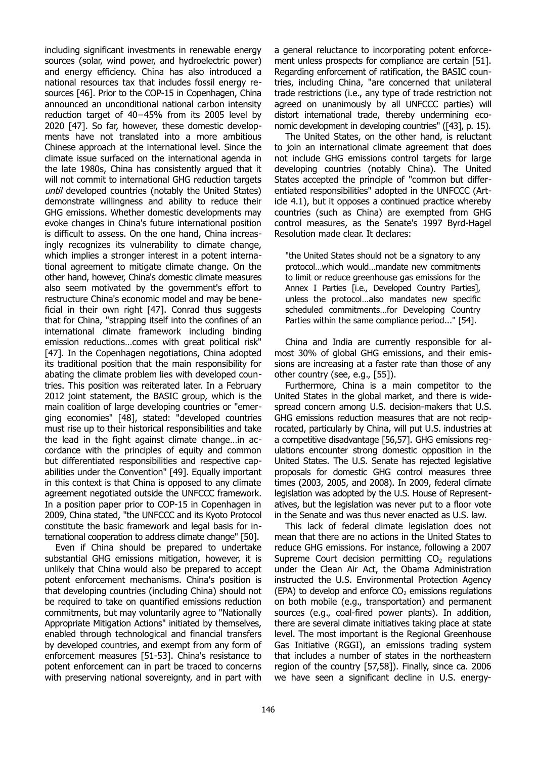including significant investments in renewable energy sources (solar, wind power, and hydroelectric power) and energy efficiency. China has also introduced a national resources tax that includes fossil energy resources [46]. Prior to the COP-15 in Copenhagen, China announced an unconditional national carbon intensity reduction target of 40−45% from its 2005 level by 2020 [47]. So far, however, these domestic developments have not translated into a more ambitious Chinese approach at the international level. Since the climate issue surfaced on the international agenda in the late 1980s, China has consistently argued that it will not commit to international GHG reduction targets *until* developed countries (notably the United States) demonstrate willingness and ability to reduce their GHG emissions. Whether domestic developments may evoke changes in China's future international position is difficult to assess. On the one hand, China increasingly recognizes its vulnerability to climate change, which implies a stronger interest in a potent international agreement to mitigate climate change. On the other hand, however, China's domestic climate measures also seem motivated by the government's effort to restructure China's economic model and may be beneficial in their own right [47]. Conrad thus suggests that for China, "strapping itself into the confines of an international climate framework including binding emission reductions…comes with great political risk" [47]. In the Copenhagen negotiations, China adopted its traditional position that the main responsibility for abating the climate problem lies with developed countries. This position was reiterated later. In a February 2012 joint statement, the BASIC group, which is the main coalition of large developing countries or "emerging economies" [48], stated: "developed countries must rise up to their historical responsibilities and take the lead in the fight against climate change…in accordance with the principles of equity and common but differentiated responsibilities and respective capabilities under the Convention" [49]. Equally important in this context is that China is opposed to any climate agreement negotiated outside the UNFCCC framework. In a position paper prior to COP-15 in Copenhagen in 2009, China stated, "the UNFCCC and its Kyoto Protocol constitute the basic framework and legal basis for international cooperation to address climate change" [50].

Even if China should be prepared to undertake substantial GHG emissions mitigation, however, it is unlikely that China would also be prepared to accept potent enforcement mechanisms. China's position is that developing countries (including China) should not be required to take on quantified emissions reduction commitments, but may voluntarily agree to "Nationally Appropriate Mitigation Actions" initiated by themselves, enabled through technological and financial transfers by developed countries, and exempt from any form of enforcement measures [51-53]. China's resistance to potent enforcement can in part be traced to concerns with preserving national sovereignty, and in part with a general reluctance to incorporating potent enforcement unless prospects for compliance are certain [51]. Regarding enforcement of ratification, the BASIC countries, including China, "are concerned that unilateral trade restrictions (i.e., any type of trade restriction not agreed on unanimously by all UNFCCC parties) will distort international trade, thereby undermining economic development in developing countries" ([43], p. 15).

The United States, on the other hand, is reluctant to join an international climate agreement that does not include GHG emissions control targets for large developing countries (notably China). The United States accepted the principle of "common but differentiated responsibilities" adopted in the UNFCCC (Article 4.1), but it opposes a continued practice whereby countries (such as China) are exempted from GHG control measures, as the Senate's 1997 Byrd-Hagel Resolution made clear. It declares:

> "the United States should not be a signatory to any protocol…which would…mandate new commitments to limit or reduce greenhouse gas emissions for the Annex I Parties [i.e., Developed Country Parties], unless the protocol…also mandates new specific scheduled commitments…for Developing Country Parties within the same compliance period..." [54].

China and India are currently responsible for almost 30% of global GHG emissions, and their emissions are increasing at a faster rate than those of any other country (see, e.g., [55]).

Furthermore, China is a main competitor to the United States in the global market, and there is widespread concern among U.S. decision-makers that U.S. GHG emissions reduction measures that are not reciprocated, particularly by China, will put U.S. industries at a competitive disadvantage [56,57]. GHG emissions regulations encounter strong domestic opposition in the United States. The U.S. Senate has rejected legislative proposals for domestic GHG control measures three times (2003, 2005, and 2008). In 2009, federal climate legislation was adopted by the U.S. House of Representatives, but the legislation was never put to a floor vote in the Senate and was thus never enacted as U.S. law.

This lack of federal climate legislation does not mean that there are no actions in the United States to reduce GHG emissions. For instance, following a 2007 Supreme Court decision permitting $CO_2$ regulations under the Clean Air Act, the Obama Administration instructed the U.S. Environmental Protection Agency (EPA) to develop and enforce $CO_2$ emissions regulations on both mobile (e.g., transportation) and permanent sources (e.g., coal-fired power plants). In addition, there are several climate initiatives taking place at state level. The most important is the Regional Greenhouse Gas Initiative (RGGI), an emissions trading system that includes a number of states in the northeastern region of the country [57,58]). Finally, since ca. 2006 we have seen a significant decline in U.S. energy-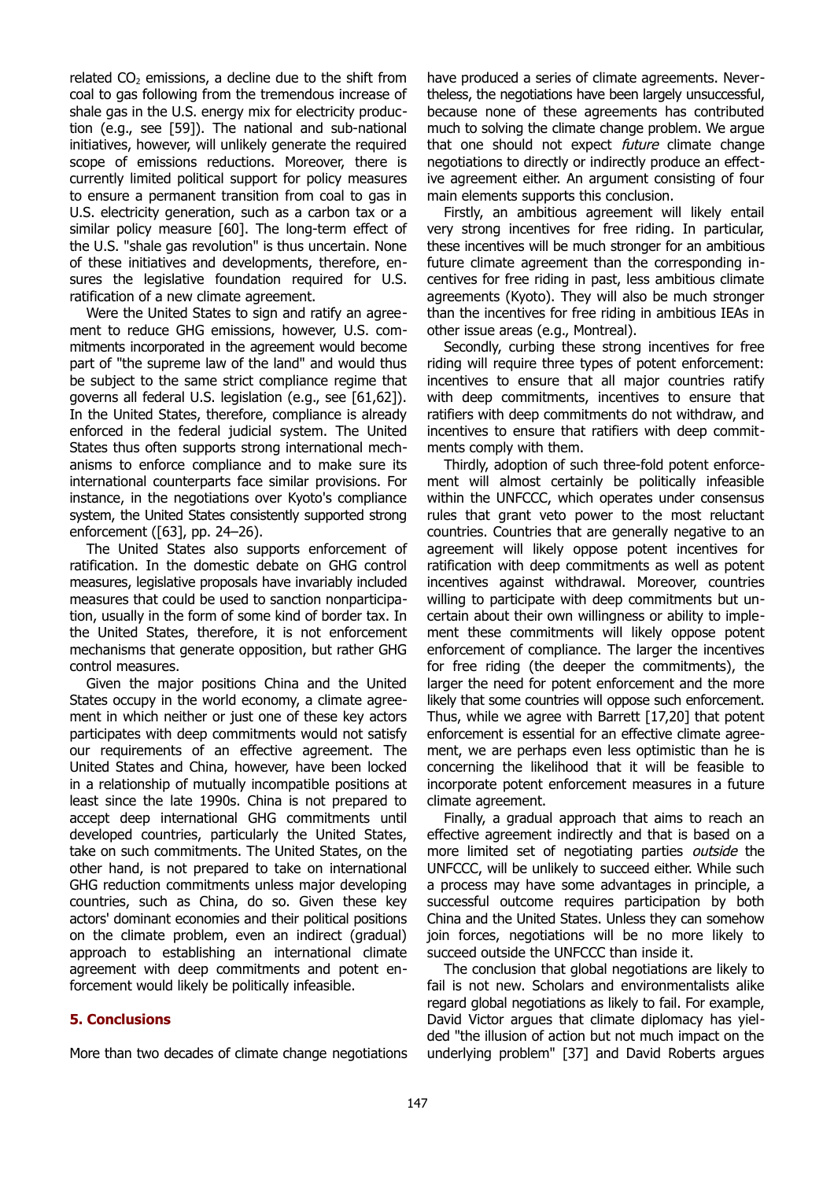related $CO_2$ emissions, a decline due to the shift from coal to gas following from the tremendous increase of shale gas in the U.S. energy mix for electricity production (e.g., see [59]). The national and sub-national initiatives, however, will unlikely generate the required scope of emissions reductions. Moreover, there is currently limited political support for policy measures to ensure a permanent transition from coal to gas in U.S. electricity generation, such as a carbon tax or a similar policy measure [60]. The long-term effect of the U.S. "shale gas revolution" is thus uncertain. None of these initiatives and developments, therefore, ensures the legislative foundation required for U.S. ratification of a new climate agreement.

Were the United States to sign and ratify an agreement to reduce GHG emissions, however, U.S. commitments incorporated in the agreement would become part of "the supreme law of the land" and would thus be subject to the same strict compliance regime that governs all federal U.S. legislation (e.g., see [61,62]). In the United States, therefore, compliance is already enforced in the federal judicial system. The United States thus often supports strong international mechanisms to enforce compliance and to make sure its international counterparts face similar provisions. For instance, in the negotiations over Kyoto's compliance system, the United States consistently supported strong enforcement ([63], pp. 24–26).

The United States also supports enforcement of ratification. In the domestic debate on GHG control measures, legislative proposals have invariably included measures that could be used to sanction nonparticipation, usually in the form of some kind of border tax. In the United States, therefore, it is not enforcement mechanisms that generate opposition, but rather GHG control measures.

Given the major positions China and the United States occupy in the world economy, a climate agreement in which neither or just one of these key actors participates with deep commitments would not satisfy our requirements of an effective agreement. The United States and China, however, have been locked in a relationship of mutually incompatible positions at least since the late 1990s. China is not prepared to accept deep international GHG commitments until developed countries, particularly the United States, take on such commitments. The United States, on the other hand, is not prepared to take on international GHG reduction commitments unless major developing countries, such as China, do so. Given these key actors' dominant economies and their political positions on the climate problem, even an indirect (gradual) approach to establishing an international climate agreement with deep commitments and potent enforcement would likely be politically infeasible.

## 5. Conclusions

More than two decades of climate change negotiations have produced a series of climate agreements. Nevertheless, the negotiations have been largely unsuccessful, because none of these agreements has contributed much to solving the climate change problem. We argue that one should not expect *future* climate change negotiations to directly or indirectly produce an effective agreement either. An argument consisting of four main elements supports this conclusion.

Firstly, an ambitious agreement will likely entail very strong incentives for free riding. In particular, these incentives will be much stronger for an ambitious future climate agreement than the corresponding incentives for free riding in past, less ambitious climate agreements (Kyoto). They will also be much stronger than the incentives for free riding in ambitious IEAs in other issue areas (e.g., Montreal).

Secondly, curbing these strong incentives for free riding will require three types of potent enforcement: incentives to ensure that all major countries ratify with deep commitments, incentives to ensure that ratifiers with deep commitments do not withdraw, and incentives to ensure that ratifiers with deep commitments comply with them.

Thirdly, adoption of such three-fold potent enforcement will almost certainly be politically infeasible within the UNFCCC, which operates under consensus rules that grant veto power to the most reluctant countries. Countries that are generally negative to an agreement will likely oppose potent incentives for ratification with deep commitments as well as potent incentives against withdrawal. Moreover, countries willing to participate with deep commitments but uncertain about their own willingness or ability to implement these commitments will likely oppose potent enforcement of compliance. The larger the incentives for free riding (the deeper the commitments), the larger the need for potent enforcement and the more likely that some countries will oppose such enforcement. Thus, while we agree with Barrett [17,20] that potent enforcement is essential for an effective climate agreement, we are perhaps even less optimistic than he is concerning the likelihood that it will be feasible to incorporate potent enforcement measures in a future climate agreement.

Finally, a gradual approach that aims to reach an effective agreement indirectly and that is based on a more limited set of negotiating parties *outside* the UNFCCC, will be unlikely to succeed either. While such a process may have some advantages in principle, a successful outcome requires participation by both China and the United States. Unless they can somehow join forces, negotiations will be no more likely to succeed outside the UNFCCC than inside it.

The conclusion that global negotiations are likely to fail is not new. Scholars and environmentalists alike regard global negotiations as likely to fail. For example, David Victor argues that climate diplomacy has yielded "the illusion of action but not much impact on the underlying problem" [37] and David Roberts argues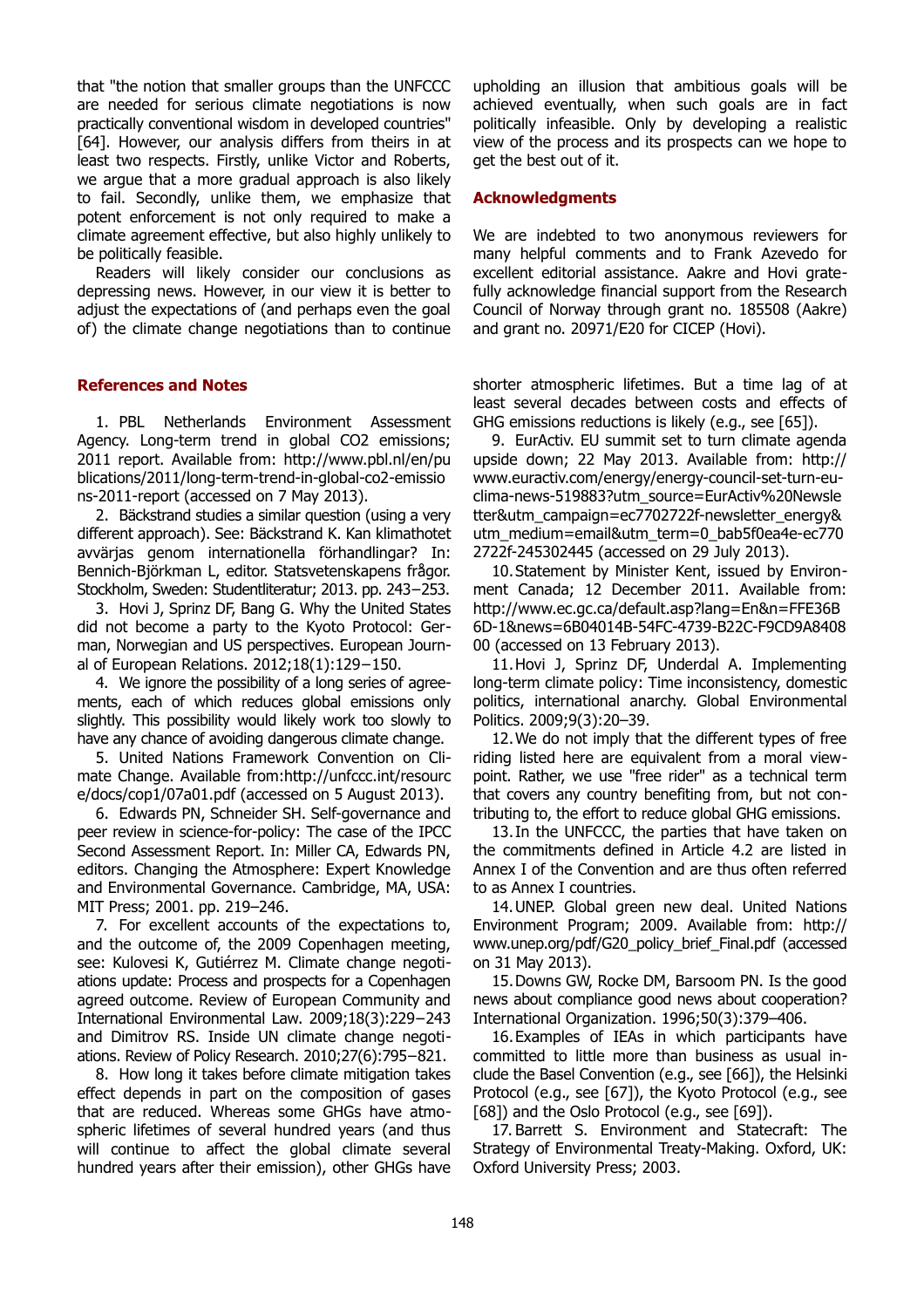that "the notion that smaller groups than the UNFCCC are needed for serious climate negotiations is now practically conventional wisdom in developed countries" [64]. However, our analysis differs from theirs in at least two respects. Firstly, unlike Victor and Roberts, we argue that a more gradual approach is also likely to fail. Secondly, unlike them, we emphasize that potent enforcement is not only required to make a climate agreement effective, but also highly unlikely to be politically feasible.

Readers will likely consider our conclusions as depressing news. However, in our view it is better to adjust the expectations of (and perhaps even the goal of) the climate change negotiations than to continue upholding an illusion that ambitious goals will be achieved eventually, when such goals are in fact politically infeasible. Only by developing a realistic view of the process and its prospects can we hope to get the best out of it.

## Acknowledgments

We are indebted to two anonymous reviewers for many helpful comments and to Frank Azevedo for excellent editorial assistance. Aakre and Hovi gratefully acknowledge financial support from the Research Council of Norway through grant no. 185508 (Aakre) and grant no. 20971/E20 for CICEP (Hovi).

## References and Notes

1. PBL Netherlands Environment Assessment Agency. Long-term trend in global CO2 emissions; 2011 report. Available from: http://www.pbl.nl/en/publications/2011/long-term-trend-in-global-co2-emissions-2011-report (accessed on 7 May 2013).
2. Bäckstrand studies a similar question (using a very different approach). See: Bäckstrand K. Kan klimathotet avvärjas genom internationella förhandlingar? In: Bennich-Björkman L, editor. Statsvetenskapens frågor. Stockholm, Sweden: Studentliteratur; 2013. pp. 243–253.
3. Hovi J, Sprinz DF, Bang G. Why the United States did not become a party to the Kyoto Protocol: German, Norwegian and US perspectives. European Journal of European Relations. 2012;18(1):129–150.
4. We ignore the possibility of a long series of agreements, each of which reduces global emissions only slightly. This possibility would likely work too slowly to have any chance of avoiding dangerous climate change.
5. United Nations Framework Convention on Climate Change. Available from:http://unfccc.int/resource/docs/cop1/07a01.pdf (accessed on 5 August 2013).
6. Edwards PN, Schneider SH. Self-governance and peer review in science-for-policy: The case of the IPCC Second Assessment Report. In: Miller CA, Edwards PN, editors. Changing the Atmosphere: Expert Knowledge and Environmental Governance. Cambridge, MA, USA: MIT Press; 2001. pp. 219–246.
7. For excellent accounts of the expectations to, and the outcome of, the 2009 Copenhagen meeting, see: Kulovesi K, Gutiérrez M. Climate change negotiations update: Process and prospects for a Copenhagen agreed outcome. Review of European Community and International Environmental Law. 2009;18(3):229–243 and Dimitrov RS. Inside UN climate change negotiations. Review of Policy Research. 2010;27(6):795–821.
8. How long it takes before climate mitigation takes effect depends in part on the composition of gases that are reduced. Whereas some GHGs have atmospheric lifetimes of several hundred years (and thus will continue to affect the global climate several hundred years after their emission), other GHGs have shorter atmospheric lifetimes. But a time lag of at least several decades between costs and effects of GHG emissions reductions is likely (e.g., see [65]).
9. EurActiv. EU summit set to turn climate agenda upside down; 22 May 2013. Available from: http://www.euractiv.com/energy/energy-council-set-turn-eu-clima-news-519883?utm_source=EurActiv%20Newsletter&utm_campaign=ec7702722f-newsletter_energy&utm_medium=email&utm_term=0_bab5f0ea4e-ec7702722f-245302445 (accessed on 29 July 2013).
10. Statement by Minister Kent, issued by Environment Canada; 12 December 2011. Available from: http://www.ec.gc.ca/default.asp?lang=En&n=FFE36B6D-1&news=6B04014B-54FC-4739-B22C-F9CD9A840800 (accessed on 13 February 2013).
11. Hovi J, Sprinz DF, Underdal A. Implementing long-term climate policy: Time inconsistency, domestic politics, international anarchy. Global Environmental Politics. 2009;9(3):20–39.
12. We do not imply that the different types of free riding listed here are equivalent from a moral viewpoint. Rather, we use "free rider" as a technical term that covers any country benefiting from, but not contributing to, the effort to reduce global GHG emissions.
13. In the UNFCCC, the parties that have taken on the commitments defined in Article 4.2 are listed in Annex I of the Convention and are thus often referred to as Annex I countries.
14. UNEP. Global green new deal. United Nations Environment Program; 2009. Available from: http://www.unep.org/pdf/G20_policy_brief_Final.pdf (accessed on 31 May 2013).
15. Downs GW, Rocke DM, Barsoom PN. Is the good news about compliance good news about cooperation? International Organization. 1996;50(3):379–406.
16. Examples of IEAs in which participants have committed to little more than business as usual include the Basel Convention (e.g., see [66]), the Helsinki Protocol (e.g., see [67]), the Kyoto Protocol (e.g., see [68]) and the Oslo Protocol (e.g., see [69]).
17. Barrett S. Environment and Statecraft: The Strategy of Environmental Treaty-Making. Oxford, UK: Oxford University Press; 2003.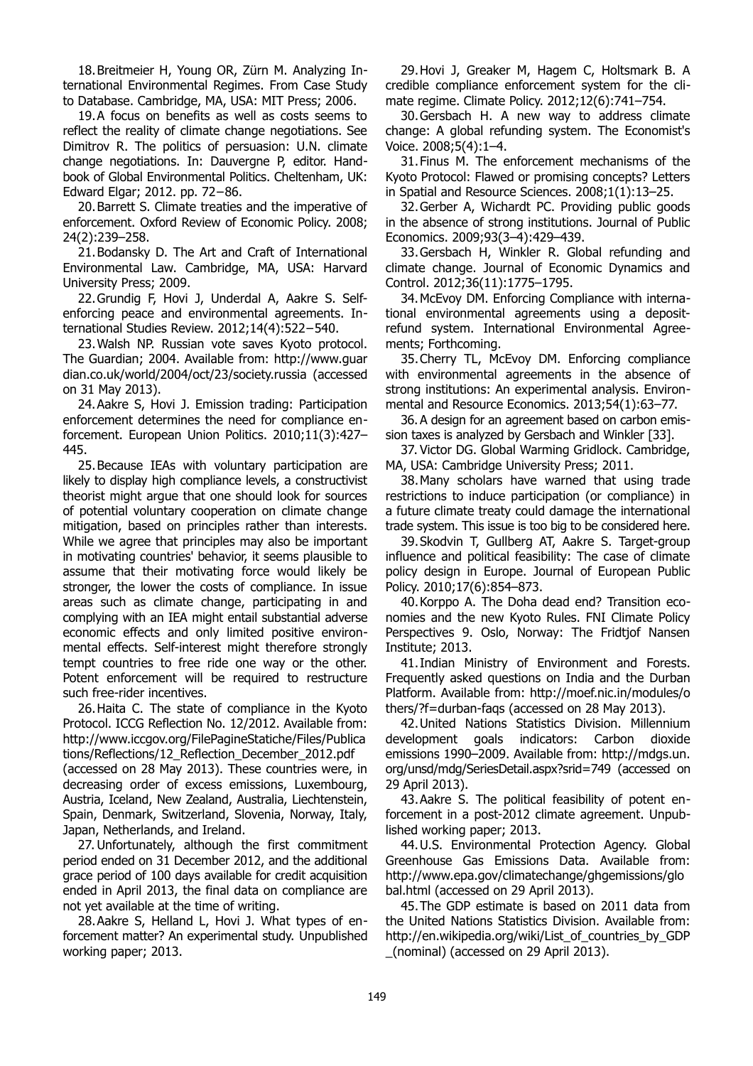18. Breitmeier H, Young OR, Zürn M. Analyzing International Environmental Regimes. From Case Study to Database. Cambridge, MA, USA: MIT Press; 2006.

19. A focus on benefits as well as costs seems to reflect the reality of climate change negotiations. See Dimitrov R. The politics of persuasion: U.N. climate change negotiations. In: Dauvergne P, editor. Handbook of Global Environmental Politics. Cheltenham, UK: Edward Elgar; 2012. pp. 72−86.

20. Barrett S. Climate treaties and the imperative of enforcement. Oxford Review of Economic Policy. 2008; 24(2):239–258.

21. Bodansky D. The Art and Craft of International Environmental Law. Cambridge, MA, USA: Harvard University Press; 2009.

22. Grundig F, Hovi J, Underdal A, Aakre S. Self-enforcing peace and environmental agreements. International Studies Review. 2012;14(4):522−540.

23. Walsh NP. Russian vote saves Kyoto protocol. The Guardian; 2004. Available from: http://www.guardian.co.uk/world/2004/oct/23/society.russia (accessed on 31 May 2013).

24. Aakre S, Hovi J. Emission trading: Participation enforcement determines the need for compliance enforcement. European Union Politics. 2010;11(3):427–445.

25. Because IEAs with voluntary participation are likely to display high compliance levels, a constructivist theorist might argue that one should look for sources of potential voluntary cooperation on climate change mitigation, based on principles rather than interests. While we agree that principles may also be important in motivating countries' behavior, it seems plausible to assume that their motivating force would likely be stronger, the lower the costs of compliance. In issue areas such as climate change, participating in and complying with an IEA might entail substantial adverse economic effects and only limited positive environmental effects. Self-interest might therefore strongly tempt countries to free ride one way or the other. Potent enforcement will be required to restructure such free-rider incentives.

26. Haita C. The state of compliance in the Kyoto Protocol. ICCG Reflection No. 12/2012. Available from: http://www.iccgov.org/FilePagineStatiche/Files/Publications/Reflections/12_Reflection_December_2012.pdf (accessed on 28 May 2013). These countries were, in decreasing order of excess emissions, Luxembourg, Austria, Iceland, New Zealand, Australia, Liechtenstein, Spain, Denmark, Switzerland, Slovenia, Norway, Italy, Japan, Netherlands, and Ireland.

27. Unfortunately, although the first commitment period ended on 31 December 2012, and the additional grace period of 100 days available for credit acquisition ended in April 2013, the final data on compliance are not yet available at the time of writing.

28. Aakre S, Helland L, Hovi J. What types of enforcement matter? An experimental study. Unpublished working paper; 2013.

29. Hovi J, Greaker M, Hagem C, Holtsmark B. A credible compliance enforcement system for the climate regime. Climate Policy. 2012;12(6):741–754.

30. Gersbach H. A new way to address climate change: A global refunding system. The Economist's Voice. 2008;5(4):1–4.

31. Finus M. The enforcement mechanisms of the Kyoto Protocol: Flawed or promising concepts? Letters in Spatial and Resource Sciences. 2008;1(1):13–25.

32. Gerber A, Wichardt PC. Providing public goods in the absence of strong institutions. Journal of Public Economics. 2009;93(3–4):429–439.

33. Gersbach H, Winkler R. Global refunding and climate change. Journal of Economic Dynamics and Control. 2012;36(11):1775–1795.

34. McEvoy DM. Enforcing Compliance with international environmental agreements using a deposit-refund system. International Environmental Agreements; Forthcoming.

35. Cherry TL, McEvoy DM. Enforcing compliance with environmental agreements in the absence of strong institutions: An experimental analysis. Environmental and Resource Economics. 2013;54(1):63–77.

36. A design for an agreement based on carbon emission taxes is analyzed by Gersbach and Winkler [33].

37. Victor DG. Global Warming Gridlock. Cambridge, MA, USA: Cambridge University Press; 2011.

38. Many scholars have warned that using trade restrictions to induce participation (or compliance) in a future climate treaty could damage the international trade system. This issue is too big to be considered here.

39. Skodvin T, Gullberg AT, Aakre S. Target-group influence and political feasibility: The case of climate policy design in Europe. Journal of European Public Policy. 2010;17(6):854–873.

40. Korppo A. The Doha dead end? Transition economies and the new Kyoto Rules. FNI Climate Policy Perspectives 9. Oslo, Norway: The Fridtjof Nansen Institute; 2013.

41. Indian Ministry of Environment and Forests. Frequently asked questions on India and the Durban Platform. Available from: http://moef.nic.in/modules/others/?f=durban-faqs (accessed on 28 May 2013).

42. United Nations Statistics Division. Millennium development goals indicators: Carbon dioxide emissions 1990–2009. Available from: http://mdgs.un.org/unsd/mdg/SeriesDetail.aspx?srid=749 (accessed on 29 April 2013).

43. Aakre S. The political feasibility of potent enforcement in a post-2012 climate agreement. Unpublished working paper; 2013.

44. U.S. Environmental Protection Agency. Global Greenhouse Gas Emissions Data. Available from: http://www.epa.gov/climatechange/ghgemissions/global.html (accessed on 29 April 2013).

45. The GDP estimate is based on 2011 data from the United Nations Statistics Division. Available from: http://en.wikipedia.org/wiki/List_of_countries_by_GDP_(nominal) (accessed on 29 April 2013).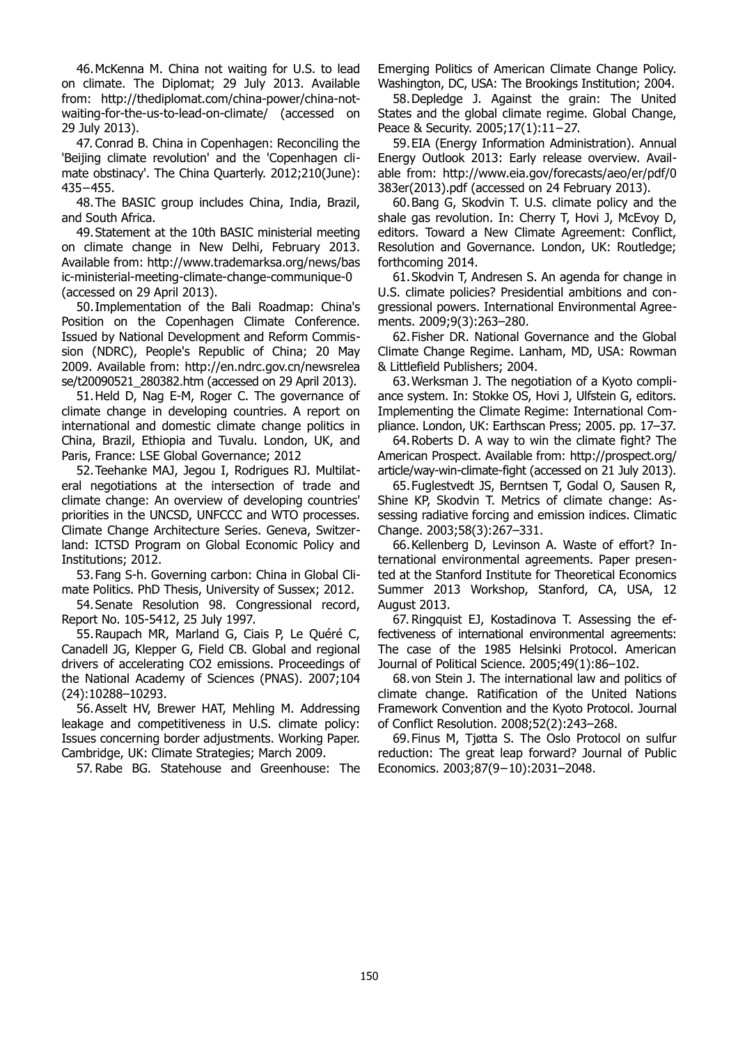46. McKenna M. China not waiting for U.S. to lead on climate. The Diplomat; 29 July 2013. Available from: http://thediplomat.com/china-power/china-not-waiting-for-the-us-to-lead-on-climate/ (accessed on 29 July 2013).

47. Conrad B. China in Copenhagen: Reconciling the 'Beijing climate revolution' and the 'Copenhagen climate obstinacy'. The China Quarterly. 2012;210(June): 435−455.

48. The BASIC group includes China, India, Brazil, and South Africa.

49. Statement at the 10th BASIC ministerial meeting on climate change in New Delhi, February 2013. Available from: http://www.trademarksa.org/news/basic-ministerial-meeting-climate-change-communique-0 (accessed on 29 April 2013).

50. Implementation of the Bali Roadmap: China's Position on the Copenhagen Climate Conference. Issued by National Development and Reform Commission (NDRC), People's Republic of China; 20 May 2009. Available from: http://en.ndrc.gov.cn/newsrelease/t20090521_280382.htm (accessed on 29 April 2013).

51. Held D, Nag E-M, Roger C. The governance of climate change in developing countries. A report on international and domestic climate change politics in China, Brazil, Ethiopia and Tuvalu. London, UK, and Paris, France: LSE Global Governance; 2012

52. Teehanke MAJ, Jegou I, Rodrigues RJ. Multilateral negotiations at the intersection of trade and climate change: An overview of developing countries' priorities in the UNCSD, UNFCCC and WTO processes. Climate Change Architecture Series. Geneva, Switzerland: ICTSD Program on Global Economic Policy and Institutions; 2012.

53. Fang S-h. Governing carbon: China in Global Climate Politics. PhD Thesis, University of Sussex; 2012.

54. Senate Resolution 98. Congressional record, Report No. 105-5412, 25 July 1997.

55. Raupach MR, Marland G, Ciais P, Le Quéré C, Canadell JG, Klepper G, Field CB. Global and regional drivers of accelerating CO2 emissions. Proceedings of the National Academy of Sciences (PNAS). 2007;104 (24):10288–10293.

56. Asselt HV, Brewer HAT, Mehling M. Addressing leakage and competitiveness in U.S. climate policy: Issues concerning border adjustments. Working Paper. Cambridge, UK: Climate Strategies; March 2009.

57. Rabe BG. Statehouse and Greenhouse: The Emerging Politics of American Climate Change Policy. Washington, DC, USA: The Brookings Institution; 2004.

58. Depledge J. Against the grain: The United States and the global climate regime. Global Change, Peace & Security. 2005;17(1):11−27.

59. EIA (Energy Information Administration). Annual Energy Outlook 2013: Early release overview. Available from: http://www.eia.gov/forecasts/aeo/er/pdf/0383er(2013).pdf (accessed on 24 February 2013).

60. Bang G, Skodvin T. U.S. climate policy and the shale gas revolution. In: Cherry T, Hovi J, McEvoy D, editors. Toward a New Climate Agreement: Conflict, Resolution and Governance. London, UK: Routledge; forthcoming 2014.

61. Skodvin T, Andresen S. An agenda for change in U.S. climate policies? Presidential ambitions and congressional powers. International Environmental Agreements. 2009;9(3):263–280.

62. Fisher DR. National Governance and the Global Climate Change Regime. Lanham, MD, USA: Rowman & Littlefield Publishers; 2004.

63. Werksman J. The negotiation of a Kyoto compliance system. In: Stokke OS, Hovi J, Ulfstein G, editors. Implementing the Climate Regime: International Compliance. London, UK: Earthscan Press; 2005. pp. 17–37.

64. Roberts D. A way to win the climate fight? The American Prospect. Available from: http://prospect.org/article/way-win-climate-fight (accessed on 21 July 2013).

65. Fuglestvedt JS, Berntsen T, Godal O, Sausen R, Shine KP, Skodvin T. Metrics of climate change: Assessing radiative forcing and emission indices. Climatic Change. 2003;58(3):267–331.

66. Kellenberg D, Levinson A. Waste of effort? International environmental agreements. Paper presented at the Stanford Institute for Theoretical Economics Summer 2013 Workshop, Stanford, CA, USA, 12 August 2013.

67. Ringquist EJ, Kostadinova T. Assessing the effectiveness of international environmental agreements: The case of the 1985 Helsinki Protocol. American Journal of Political Science. 2005;49(1):86–102.

68. von Stein J. The international law and politics of climate change. Ratification of the United Nations Framework Convention and the Kyoto Protocol. Journal of Conflict Resolution. 2008;52(2):243–268.

69. Finus M, Tjøtta S. The Oslo Protocol on sulfur reduction: The great leap forward? Journal of Public Economics. 2003;87(9−10):2031–2048.